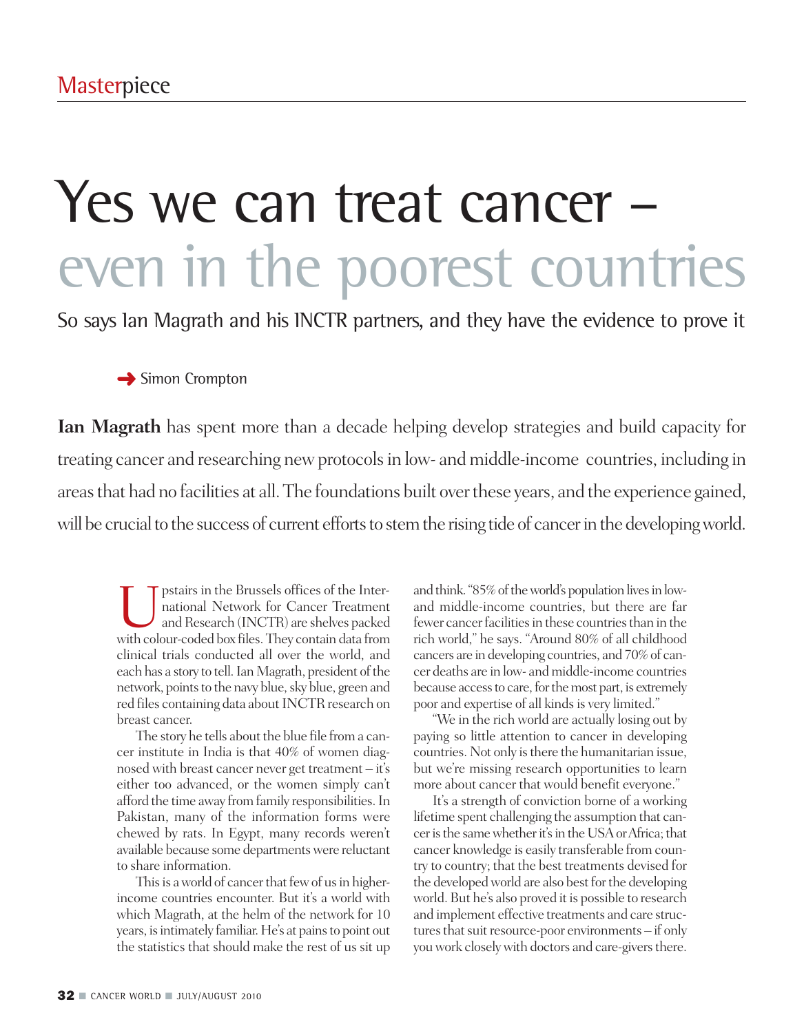Masterpiece

# Yes we can treat cancer – even in the poorest countries

## So says Ian Magrath and his INCTR partners, and they have the evidence to prove it

→ Simon Crompton

**Ian Magrath** has spent more than a decade helping develop strategies and build capacity for treating cancer and researching new protocols in low- and middle-income countries, including in areas that had no facilities at all. The foundations built over these years, and the experience gained, will be crucial to the success of current efforts to stem the rising tide of cancer in the developing world.

Upstairs in the Brussels offices of the International Network for Cancer Treatment and Research (INCTR) are shelves packed with colour-coded box files. They contain data from clinical trials conducted all over the world, and each has a story to tell. Ian Magrath, president of the network, points to the navy blue, sky blue, green and red files containing data about INCTR research on breast cancer.

The story he tells about the blue file from a cancer institute in India is that 40% of women diagnosed with breast cancer never get treatment – it's either too advanced, or the women simply can't afford the time away from family responsibilities. In Pakistan, many of the information forms were chewed by rats. In Egypt, many records weren't available because some departments were reluctant to share information.

This is a world of cancer that few of us in higher-income countries encounter. But it's a world with which Magrath, at the helm of the network for 10 years, is intimately familiar. He's at pains to point out the statistics that should make the rest of us sit up and think. "85% of the world's population lives in low- and middle-income countries, but there are far fewer cancer facilities in these countries than in the rich world," he says. "Around 80% of all childhood cancers are in developing countries, and 70% of cancer deaths are in low- and middle-income countries because access to care, for the most part, is extremely poor and expertise of all kinds is very limited."

"We in the rich world are actually losing out by paying so little attention to cancer in developing countries. Not only is there the humanitarian issue, but we're missing research opportunities to learn more about cancer that would benefit everyone."

It's a strength of conviction borne of a working lifetime spent challenging the assumption that cancer is the same whether it's in the USA or Africa; that cancer knowledge is easily transferable from country to country; that the best treatments devised for the developed world are also best for the developing world. But he's also proved it is possible to research and implement effective treatments and care structures that suit resource-poor environments – if only you work closely with doctors and care-givers there.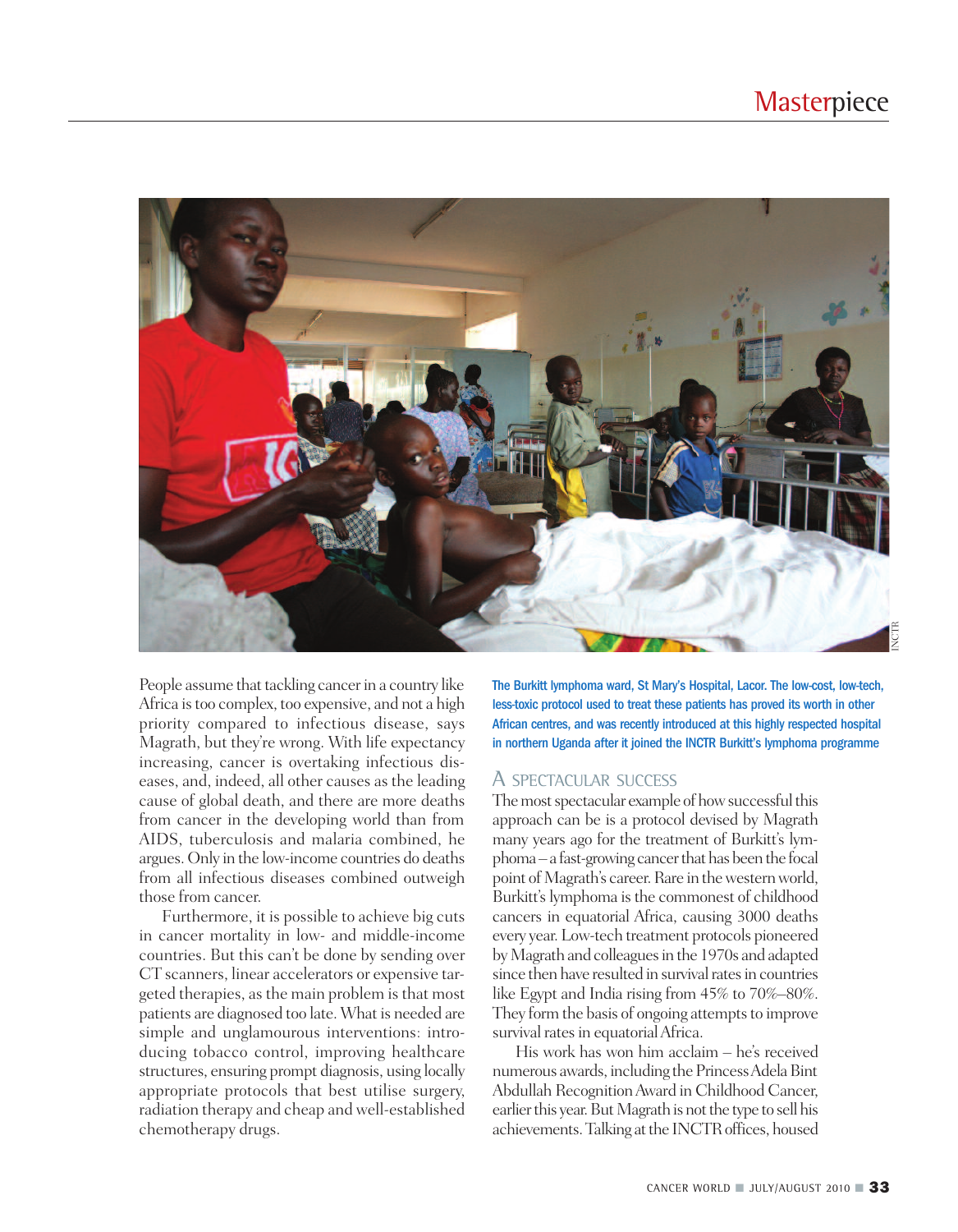The Burkitt lymphoma ward, St Mary's Hospital, Lacor. The low-cost, low-tech, less-toxic protocol used to treat these patients has proved its worth in other African centres, and was recently introduced at this highly respected hospital in northern Uganda after it joined the INCTR Burkitt's lymphoma programme

People assume that tackling cancer in a country like Africa is too complex, too expensive, and not a high priority compared to infectious disease, says Magrath, but they're wrong. With life expectancy increasing, cancer is overtaking infectious diseases, and, indeed, all other causes as the leading cause of global death, and there are more deaths from cancer in the developing world than from AIDS, tuberculosis and malaria combined, he argues. Only in the low-income countries do deaths from all infectious diseases combined outweigh those from cancer.

Furthermore, it is possible to achieve big cuts in cancer mortality in low- and middle-income countries. But this can't be done by sending over CT scanners, linear accelerators or expensive targeted therapies, as the main problem is that most patients are diagnosed too late. What is needed are simple and unglamourous interventions: introducing tobacco control, improving healthcare structures, ensuring prompt diagnosis, using locally appropriate protocols that best utilise surgery, radiation therapy and cheap and well-established chemotherapy drugs.

## A spectacular success

The most spectacular example of how successful this approach can be is a protocol devised by Magrath many years ago for the treatment of Burkitt's lymphoma – a fast-growing cancer that has been the focal point of Magrath's career. Rare in the western world, Burkitt's lymphoma is the commonest of childhood cancers in equatorial Africa, causing 3000 deaths every year. Low-tech treatment protocols pioneered by Magrath and colleagues in the 1970s and adapted since then have resulted in survival rates in countries like Egypt and India rising from 45% to 70%–80%. They form the basis of ongoing attempts to improve survival rates in equatorial Africa.

His work has won him acclaim – he's received numerous awards, including the Princess Adela Bint Abdullah Recognition Award in Childhood Cancer, earlier this year. But Magrath is not the type to sell his achievements. Talking at the INCTR offices, housed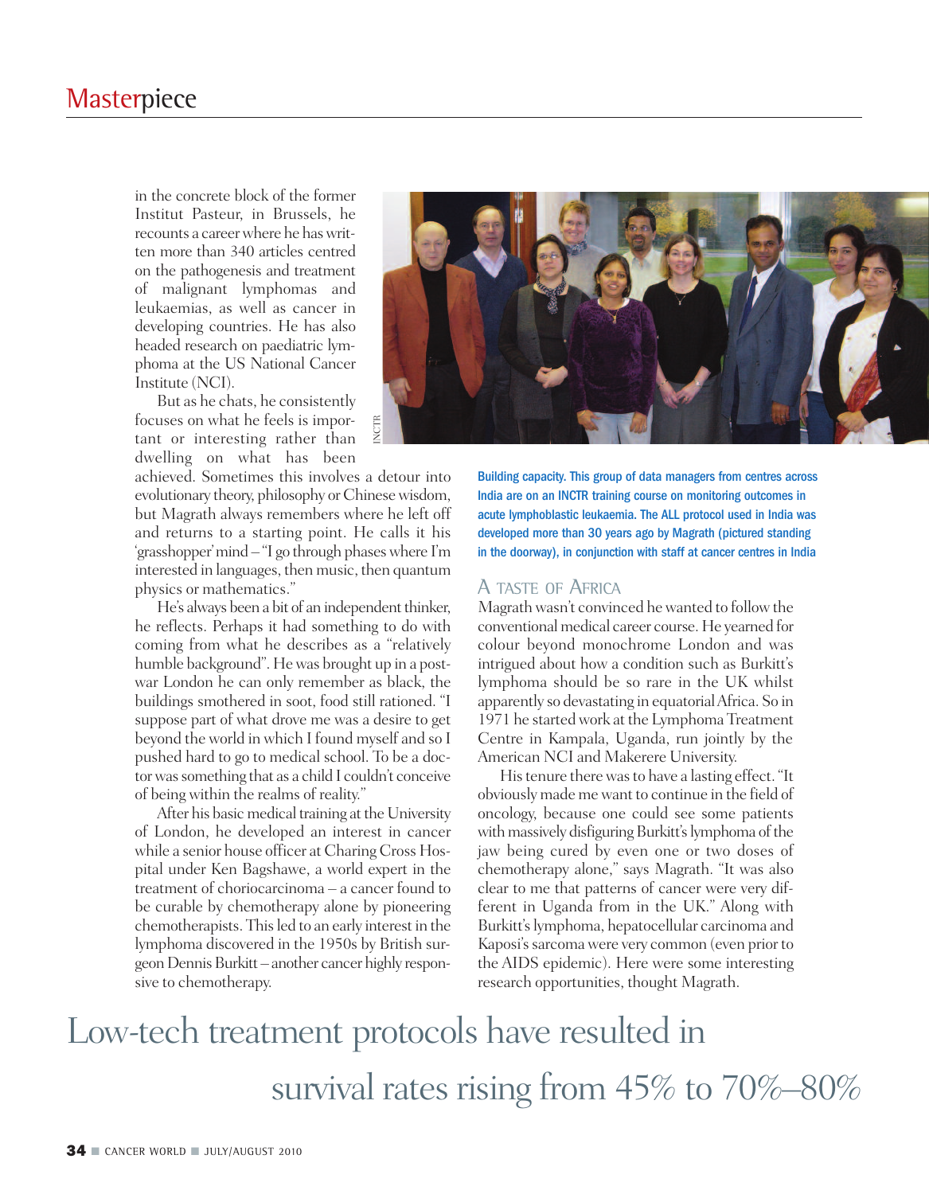in the concrete block of the former Institut Pasteur, in Brussels, he recounts a career where he has written more than 340 articles centred on the pathogenesis and treatment of malignant lymphomas and leukaemias, as well as cancer in developing countries. He has also headed research on paediatric lymphoma at the US National Cancer Institute (NCI).

But as he chats, he consistently focuses on what he feels is important or interesting rather than dwelling on what has been achieved. Sometimes this involves a detour into evolutionary theory, philosophy or Chinese wisdom, but Magrath always remembers where he left off and returns to a starting point. He calls it his 'grasshopper' mind – "I go through phases where I'm interested in languages, then music, then quantum physics or mathematics."

He's always been a bit of an independent thinker, he reflects. Perhaps it had something to do with coming from what he describes as a "relatively humble background". He was brought up in a post-war London he can only remember as black, the buildings smothered in soot, food still rationed. "I suppose part of what drove me was a desire to get beyond the world in which I found myself and so I pushed hard to go to medical school. To be a doctor was something that as a child I couldn't conceive of being within the realms of reality."

After his basic medical training at the University of London, he developed an interest in cancer while a senior house officer at Charing Cross Hospital under Ken Bagshawe, a world expert in the treatment of choriocarcinoma – a cancer found to be curable by chemotherapy alone by pioneering chemotherapists. This led to an early interest in the lymphoma discovered in the 1950s by British surgeon Dennis Burkitt – another cancer highly responsive to chemotherapy.

INCTR

**Building capacity. This group of data managers from centres across India are on an INCTR training course on monitoring outcomes in acute lymphoblastic leukaemia. The ALL protocol used in India was developed more than 30 years ago by Magrath (pictured standing in the doorway), in conjunction with staff at cancer centres in India**

## A Taste of Africa

Magrath wasn't convinced he wanted to follow the conventional medical career course. He yearned for colour beyond monochrome London and was intrigued about how a condition such as Burkitt's lymphoma should be so rare in the UK whilst apparently so devastating in equatorial Africa. So in 1971 he started work at the Lymphoma Treatment Centre in Kampala, Uganda, run jointly by the American NCI and Makerere University.

His tenure there was to have a lasting effect. "It obviously made me want to continue in the field of oncology, because one could see some patients with massively disfiguring Burkitt's lymphoma of the jaw being cured by even one or two doses of chemotherapy alone," says Magrath. "It was also clear to me that patterns of cancer were very different in Uganda from in the UK." Along with Burkitt's lymphoma, hepatocellular carcinoma and Kaposi's sarcoma were very common (even prior to the AIDS epidemic). Here were some interesting research opportunities, thought Magrath.

Low-tech treatment protocols have resulted in survival rates rising from 45% to 70%–80%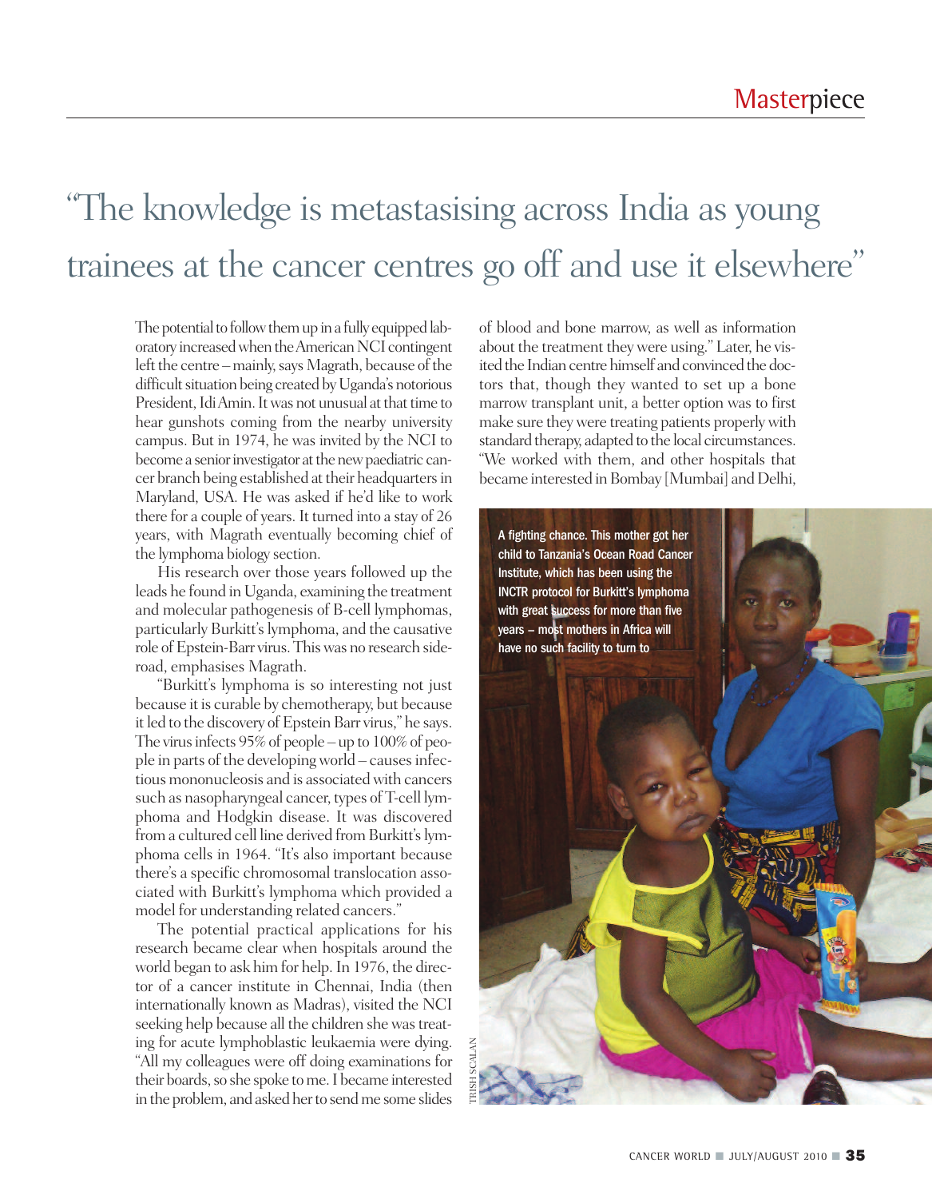## "The knowledge is metastasising across India as young trainees at the cancer centres go off and use it elsewhere"

The potential to follow them up in a fully equipped laboratory increased when the American NCI contingent left the centre – mainly, says Magrath, because of the difficult situation being created by Uganda's notorious President, Idi Amin. It was not unusual at that time to hear gunshots coming from the nearby university campus. But in 1974, he was invited by the NCI to become a senior investigator at the new paediatric cancer branch being established at their headquarters in Maryland, USA. He was asked if he'd like to work there for a couple of years. It turned into a stay of 26 years, with Magrath eventually becoming chief of the lymphoma biology section.

His research over those years followed up the leads he found in Uganda, examining the treatment and molecular pathogenesis of B-cell lymphomas, particularly Burkitt's lymphoma, and the causative role of Epstein-Barr virus. This was no research sideroad, emphasises Magrath.

"Burkitt's lymphoma is so interesting not just because it is curable by chemotherapy, but because it led to the discovery of Epstein Barr virus," he says. The virus infects 95% of people – up to 100% of people in parts of the developing world – causes infectious mononucleosis and is associated with cancers such as nasopharyngeal cancer, types of T-cell lymphoma and Hodgkin disease. It was discovered from a cultured cell line derived from Burkitt's lymphoma cells in 1964. "It's also important because there's a specific chromosomal translocation associated with Burkitt's lymphoma which provided a model for understanding related cancers."

The potential practical applications for his research became clear when hospitals around the world began to ask him for help. In 1976, the director of a cancer institute in Chennai, India (then internationally known as Madras), visited the NCI seeking help because all the children she was treating for acute lymphoblastic leukaemia were dying. "All my colleagues were off doing examinations for their boards, so she spoke to me. I became interested in the problem, and asked her to send me some slides of blood and bone marrow, as well as information about the treatment they were using." Later, he visited the Indian centre himself and convinced the doctors that, though they wanted to set up a bone marrow transplant unit, a better option was to first make sure they were treating patients properly with standard therapy, adapted to the local circumstances. "We worked with them, and other hospitals that became interested in Bombay [Mumbai] and Delhi,

A fighting chance. This mother got her child to Tanzania's Ocean Road Cancer Institute, which has been using the INCTR protocol for Burkitt's lymphoma with great success for more than five years – most mothers in Africa will have no such facility to turn to

TRISH SCALAN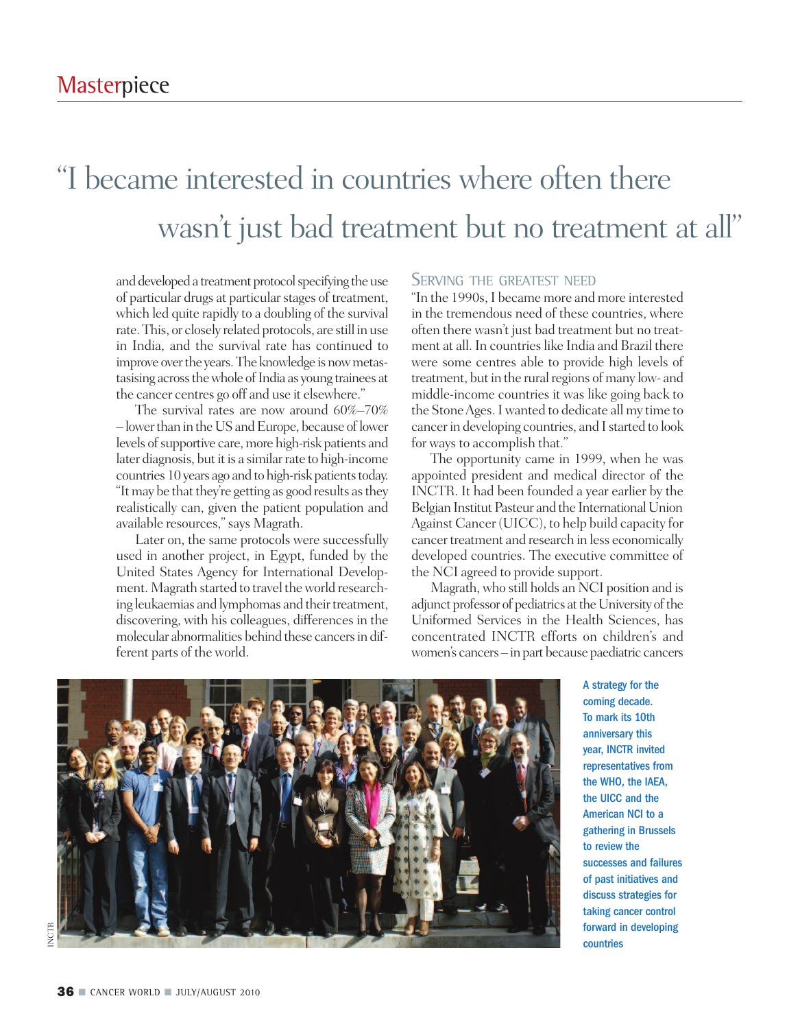> "I became interested in countries where often there wasn't just bad treatment but no treatment at all"

and developed a treatment protocol specifying the use of particular drugs at particular stages of treatment, which led quite rapidly to a doubling of the survival rate. This, or closely related protocols, are still in use in India, and the survival rate has continued to improve over the years. The knowledge is now metastasising across the whole of India as young trainees at the cancer centres go off and use it elsewhere."

The survival rates are now around 60%–70% – lower than in the US and Europe, because of lower levels of supportive care, more high-risk patients and later diagnosis, but it is a similar rate to high-income countries 10 years ago and to high-risk patients today. "It may be that they're getting as good results as they realistically can, given the patient population and available resources," says Magrath.

Later on, the same protocols were successfully used in another project, in Egypt, funded by the United States Agency for International Development. Magrath started to travel the world researching leukaemias and lymphomas and their treatment, discovering, with his colleagues, differences in the molecular abnormalities behind these cancers in different parts of the world.

## Serving the greatest need

"In the 1990s, I became more and more interested in the tremendous need of these countries, where often there wasn't just bad treatment but no treatment at all. In countries like India and Brazil there were some centres able to provide high levels of treatment, but in the rural regions of many low- and middle-income countries it was like going back to the Stone Ages. I wanted to dedicate all my time to cancer in developing countries, and I started to look for ways to accomplish that."

The opportunity came in 1999, when he was appointed president and medical director of the INCTR. It had been founded a year earlier by the Belgian Institut Pasteur and the International Union Against Cancer (UICC), to help build capacity for cancer treatment and research in less economically developed countries. The executive committee of the NCI agreed to provide support.

Magrath, who still holds an NCI position and is adjunct professor of pediatrics at the University of the Uniformed Services in the Health Sciences, has concentrated INCTR efforts on children's and women's cancers – in part because paediatric cancers

**A strategy for the coming decade. To mark its 10th anniversary year, INCTR invited representatives from the WHO, the IAEA, the UICC and the American NCI to a gathering in Brussels to review the successes and failures of past initiatives and discuss strategies for taking cancer control forward in developing countries**

INCTR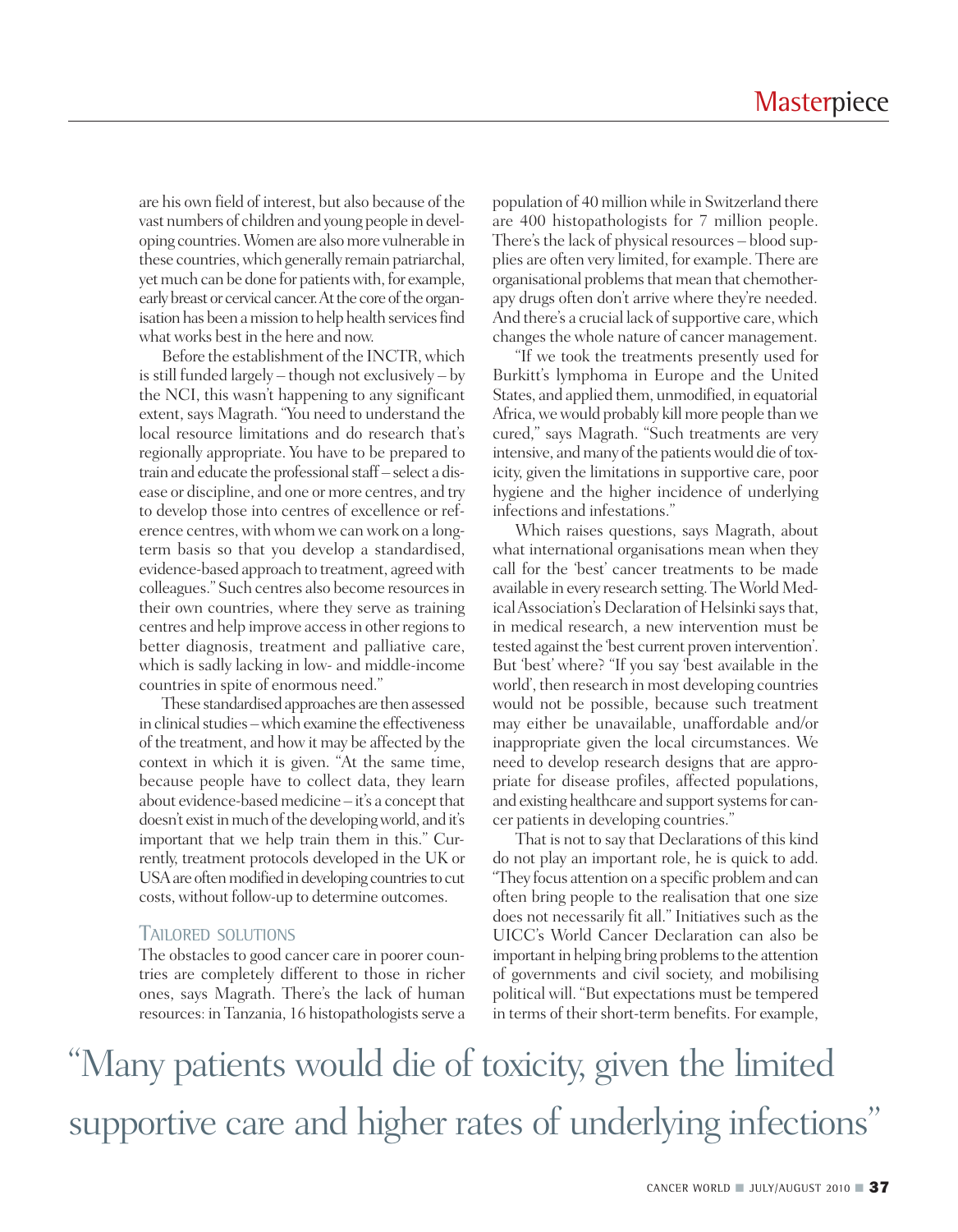are his own field of interest, but also because of the vast numbers of children and young people in developing countries. Women are also more vulnerable in these countries, which generally remain patriarchal, yet much can be done for patients with, for example, early breast or cervical cancer. At the core of the organisation has been a mission to help health services find what works best in the here and now.

Before the establishment of the INCTR, which is still funded largely – though not exclusively – by the NCI, this wasn't happening to any significant extent, says Magrath. "You need to understand the local resource limitations and do research that's regionally appropriate. You have to be prepared to train and educate the professional staff – select a disease or discipline, and one or more centres, and try to develop those into centres of excellence or reference centres, with whom we can work on a long-term basis so that you develop a standardised, evidence-based approach to treatment, agreed with colleagues." Such centres also become resources in their own countries, where they serve as training centres and help improve access in other regions to better diagnosis, treatment and palliative care, which is sadly lacking in low- and middle-income countries in spite of enormous need."

These standardised approaches are then assessed in clinical studies – which examine the effectiveness of the treatment, and how it may be affected by the context in which it is given. "At the same time, because people have to collect data, they learn about evidence-based medicine – it's a concept that doesn't exist in much of the developing world, and it's important that we help train them in this." Currently, treatment protocols developed in the UK or USA are often modified in developing countries to cut costs, without follow-up to determine outcomes.

## Tailored solutions

The obstacles to good cancer care in poorer countries are completely different to those in richer ones, says Magrath. There's the lack of human resources: in Tanzania, 16 histopathologists serve a population of 40 million while in Switzerland there are 400 histopathologists for 7 million people. There's the lack of physical resources – blood supplies are often very limited, for example. There are organisational problems that mean that chemotherapy drugs often don't arrive where they're needed. And there's a crucial lack of supportive care, which changes the whole nature of cancer management.

"If we took the treatments presently used for Burkitt's lymphoma in Europe and the United States, and applied them, unmodified, in equatorial Africa, we would probably kill more people than we cured," says Magrath. "Such treatments are very intensive, and many of the patients would die of toxicity, given the limitations in supportive care, poor hygiene and the higher incidence of underlying infections and infestations."

Which raises questions, says Magrath, about what international organisations mean when they call for the 'best' cancer treatments to be made available in every research setting. The World Medical Association's Declaration of Helsinki says that, in medical research, a new intervention must be tested against the 'best current proven intervention'. But 'best' where? "If you say 'best available in the world', then research in most developing countries would not be possible, because such treatment may either be unavailable, unaffordable and/or inappropriate given the local circumstances. We need to develop research designs that are appropriate for disease profiles, affected populations, and existing healthcare and support systems for cancer patients in developing countries."

That is not to say that Declarations of this kind do not play an important role, he is quick to add. "They focus attention on a specific problem and can often bring people to the realisation that one size does not necessarily fit all." Initiatives such as the UICC's World Cancer Declaration can also be important in helping bring problems to the attention of governments and civil society, and mobilising political will. "But expectations must be tempered in terms of their short-term benefits. For example,

> "Many patients would die of toxicity, given the limited supportive care and higher rates of underlying infections"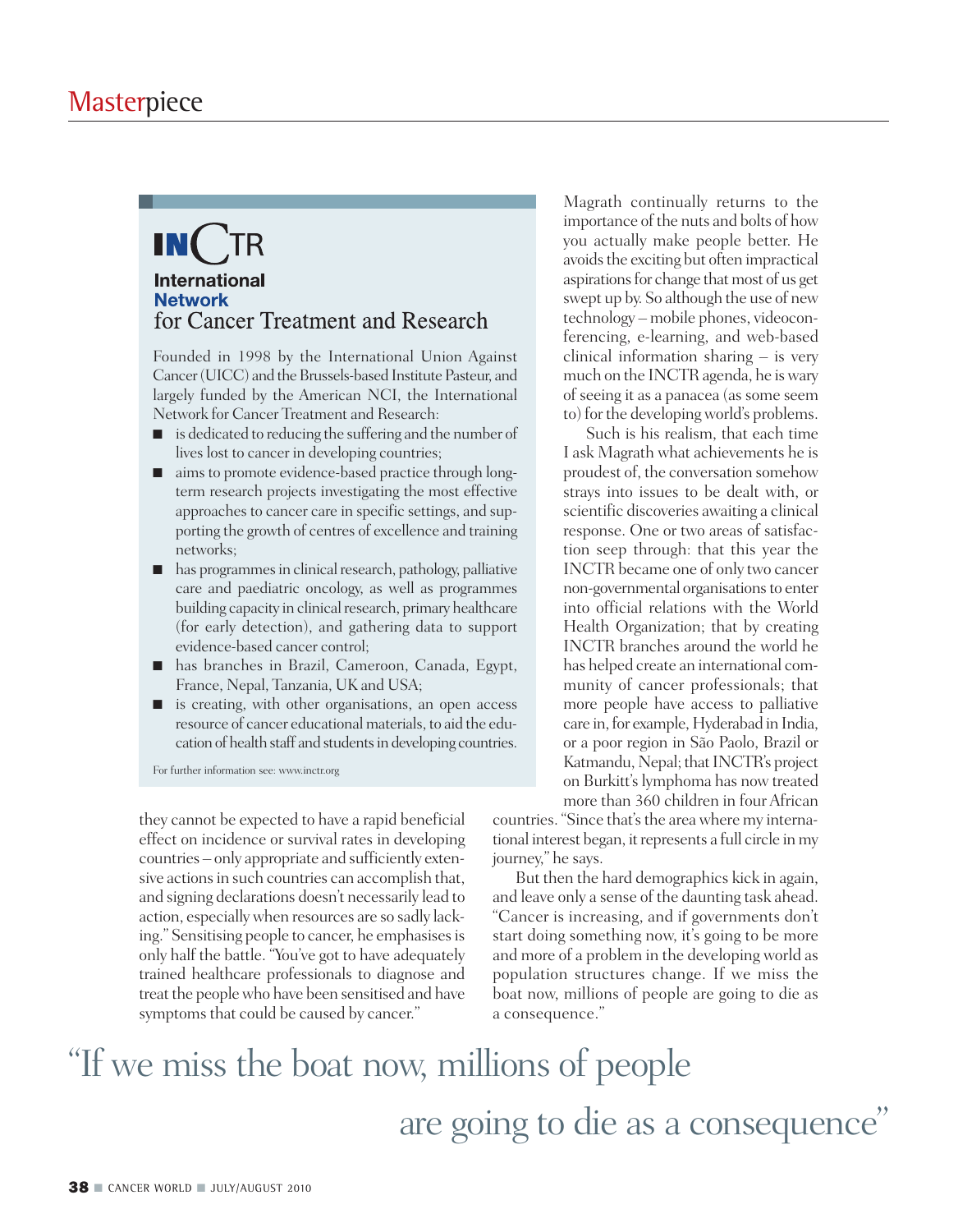## INCTR

**International Network for Cancer Treatment and Research**

Founded in 1998 by the International Union Against Cancer (UICC) and the Brussels-based Institute Pasteur, and largely funded by the American NCI, the International Network for Cancer Treatment and Research:

- is dedicated to reducing the suffering and the number of lives lost to cancer in developing countries;
- aims to promote evidence-based practice through long-term research projects investigating the most effective approaches to cancer care in specific settings, and supporting the growth of centres of excellence and training networks;
- has programmes in clinical research, pathology, palliative care and paediatric oncology, as well as programmes building capacity in clinical research, primary healthcare (for early detection), and gathering data to support evidence-based cancer control;
- has branches in Brazil, Cameroon, Canada, Egypt, France, Nepal, Tanzania, UK and USA;
- is creating, with other organisations, an open access resource of cancer educational materials, to aid the education of health staff and students in developing countries.

For further information see: www.inctr.org

they cannot be expected to have a rapid beneficial effect on incidence or survival rates in developing countries – only appropriate and sufficiently extensive actions in such countries can accomplish that, and signing declarations doesn't necessarily lead to action, especially when resources are so sadly lacking." Sensitising people to cancer, he emphasises is only half the battle. "You've got to have adequately trained healthcare professionals to diagnose and treat the people who have been sensitised and have symptoms that could be caused by cancer."

Magrath continually returns to the importance of the nuts and bolts of how you actually make people better. He avoids the exciting but often impractical aspirations for change that most of us get swept up by. So although the use of new technology – mobile phones, videoconferencing, e-learning, and web-based clinical information sharing – is very much on the INCTR agenda, he is wary of seeing it as a panacea (as some seem to) for the developing world's problems.

Such is his realism, that each time I ask Magrath what achievements he is proudest of, the conversation somehow strays into issues to be dealt with, or scientific discoveries awaiting a clinical response. One or two areas of satisfaction seep through: that this year the INCTR became one of only two cancer non-governmental organisations to enter into official relations with the World Health Organization; that by creating INCTR branches around the world he has helped create an international community of cancer professionals; that more people have access to palliative care in, for example, Hyderabad in India, or a poor region in São Paolo, Brazil or Katmandu, Nepal; that INCTR's project on Burkitt's lymphoma has now treated more than 360 children in four African countries. "Since that's the area where my international interest began, it represents a full circle in my journey," he says.

But then the hard demographics kick in again, and leave only a sense of the daunting task ahead. "Cancer is increasing, and if governments don't start doing something now, it's going to be more and more of a problem in the developing world as population structures change. If we miss the boat now, millions of people are going to die as a consequence."

> "If we miss the boat now, millions of people are going to die as a consequence"